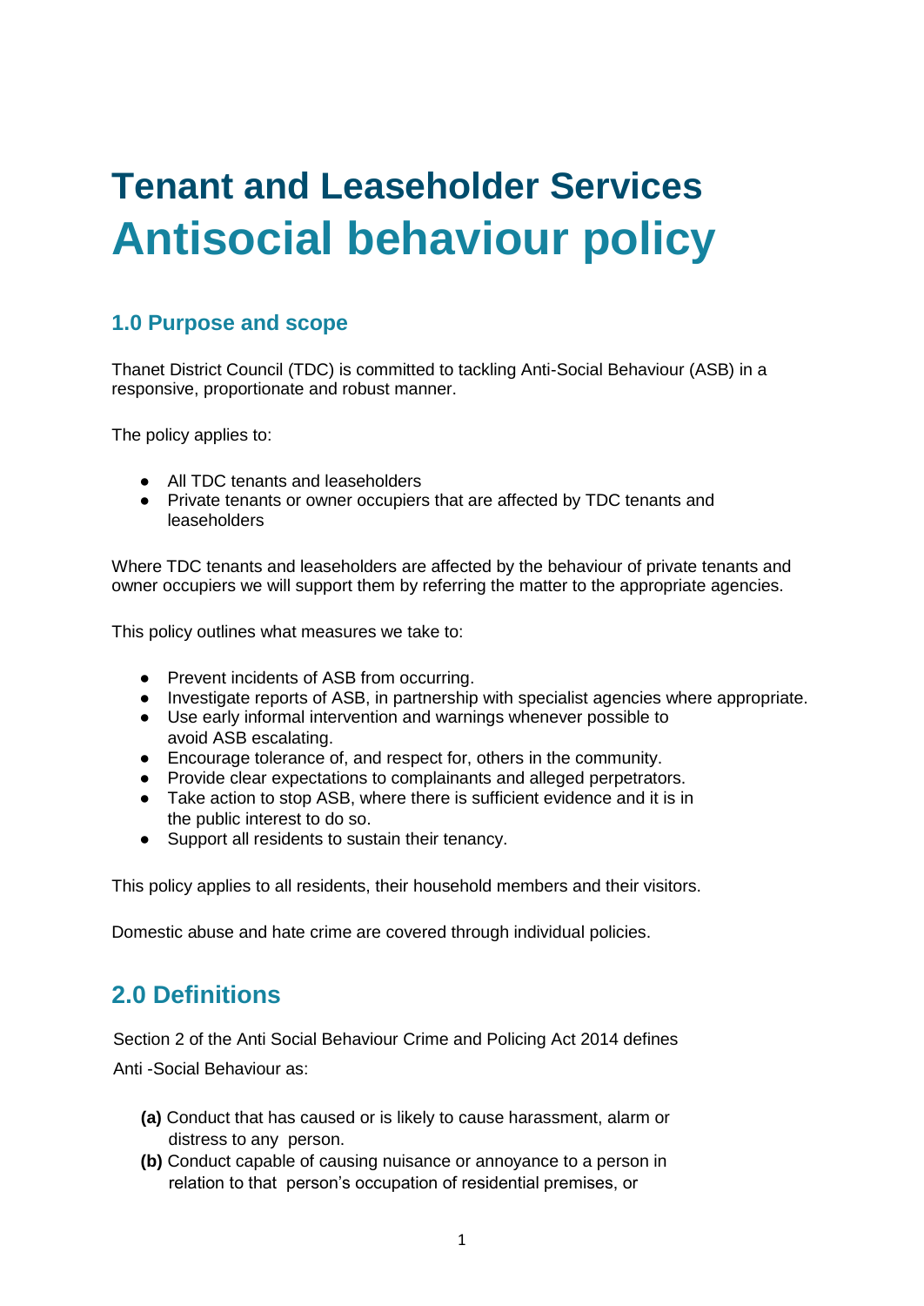# Tenant and Leaseholder Services
# Antisocial behaviour policy

## 1.0 Purpose and scope

Thanet District Council (TDC) is committed to tackling Anti-Social Behaviour (ASB) in a responsive, proportionate and robust manner.

The policy applies to:

- All TDC tenants and leaseholders
- Private tenants or owner occupiers that are affected by TDC tenants and leaseholders

Where TDC tenants and leaseholders are affected by the behaviour of private tenants and owner occupiers we will support them by referring the matter to the appropriate agencies.

This policy outlines what measures we take to:

- Prevent incidents of ASB from occurring.
- Investigate reports of ASB, in partnership with specialist agencies where appropriate.
- Use early informal intervention and warnings whenever possible to avoid ASB escalating.
- Encourage tolerance of, and respect for, others in the community.
- Provide clear expectations to complainants and alleged perpetrators.
- Take action to stop ASB, where there is sufficient evidence and it is in the public interest to do so.
- Support all residents to sustain their tenancy.

This policy applies to all residents, their household members and their visitors.

Domestic abuse and hate crime are covered through individual policies.

## 2.0 Definitions

Section 2 of the Anti Social Behaviour Crime and Policing Act 2014 defines Anti -Social Behaviour as:

**(a)** Conduct that has caused or is likely to cause harassment, alarm or distress to any person.

**(b)** Conduct capable of causing nuisance or annoyance to a person in relation to that person's occupation of residential premises, or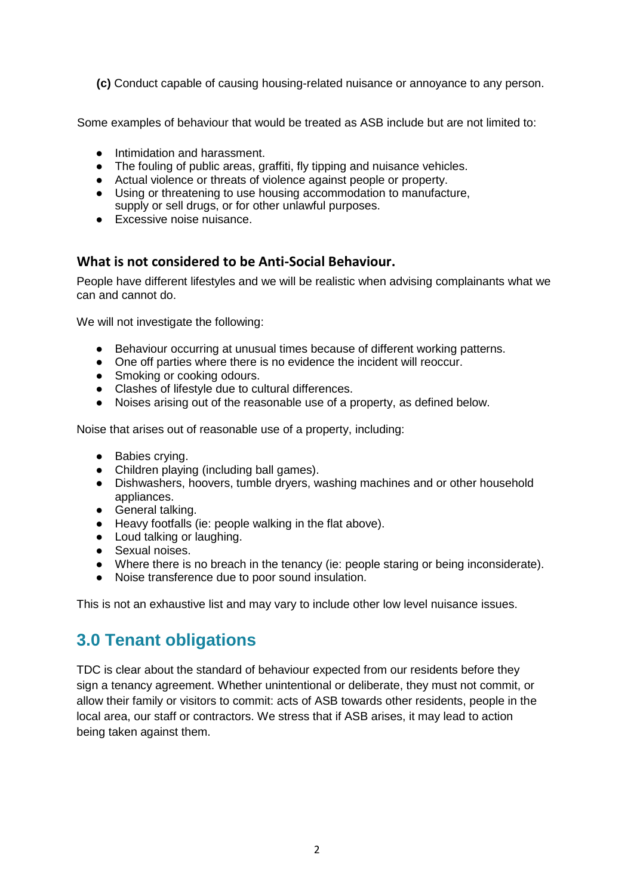**(c)** Conduct capable of causing housing-related nuisance or annoyance to any person.

Some examples of behaviour that would be treated as ASB include but are not limited to:

- Intimidation and harassment.
- The fouling of public areas, graffiti, fly tipping and nuisance vehicles.
- Actual violence or threats of violence against people or property.
- Using or threatening to use housing accommodation to manufacture, supply or sell drugs, or for other unlawful purposes.
- Excessive noise nuisance.

### What is not considered to be Anti-Social Behaviour.

People have different lifestyles and we will be realistic when advising complainants what we can and cannot do.

We will not investigate the following:

- Behaviour occurring at unusual times because of different working patterns.
- One off parties where there is no evidence the incident will reoccur.
- Smoking or cooking odours.
- Clashes of lifestyle due to cultural differences.
- Noises arising out of the reasonable use of a property, as defined below.

Noise that arises out of reasonable use of a property, including:

- Babies crying.
- Children playing (including ball games).
- Dishwashers, hoovers, tumble dryers, washing machines and or other household appliances.
- General talking.
- Heavy footfalls (ie: people walking in the flat above).
- Loud talking or laughing.
- Sexual noises.
- Where there is no breach in the tenancy (ie: people staring or being inconsiderate).
- Noise transference due to poor sound insulation.

This is not an exhaustive list and may vary to include other low level nuisance issues.

## 3.0 Tenant obligations

TDC is clear about the standard of behaviour expected from our residents before they sign a tenancy agreement. Whether unintentional or deliberate, they must not commit, or allow their family or visitors to commit: acts of ASB towards other residents, people in the local area, our staff or contractors. We stress that if ASB arises, it may lead to action being taken against them.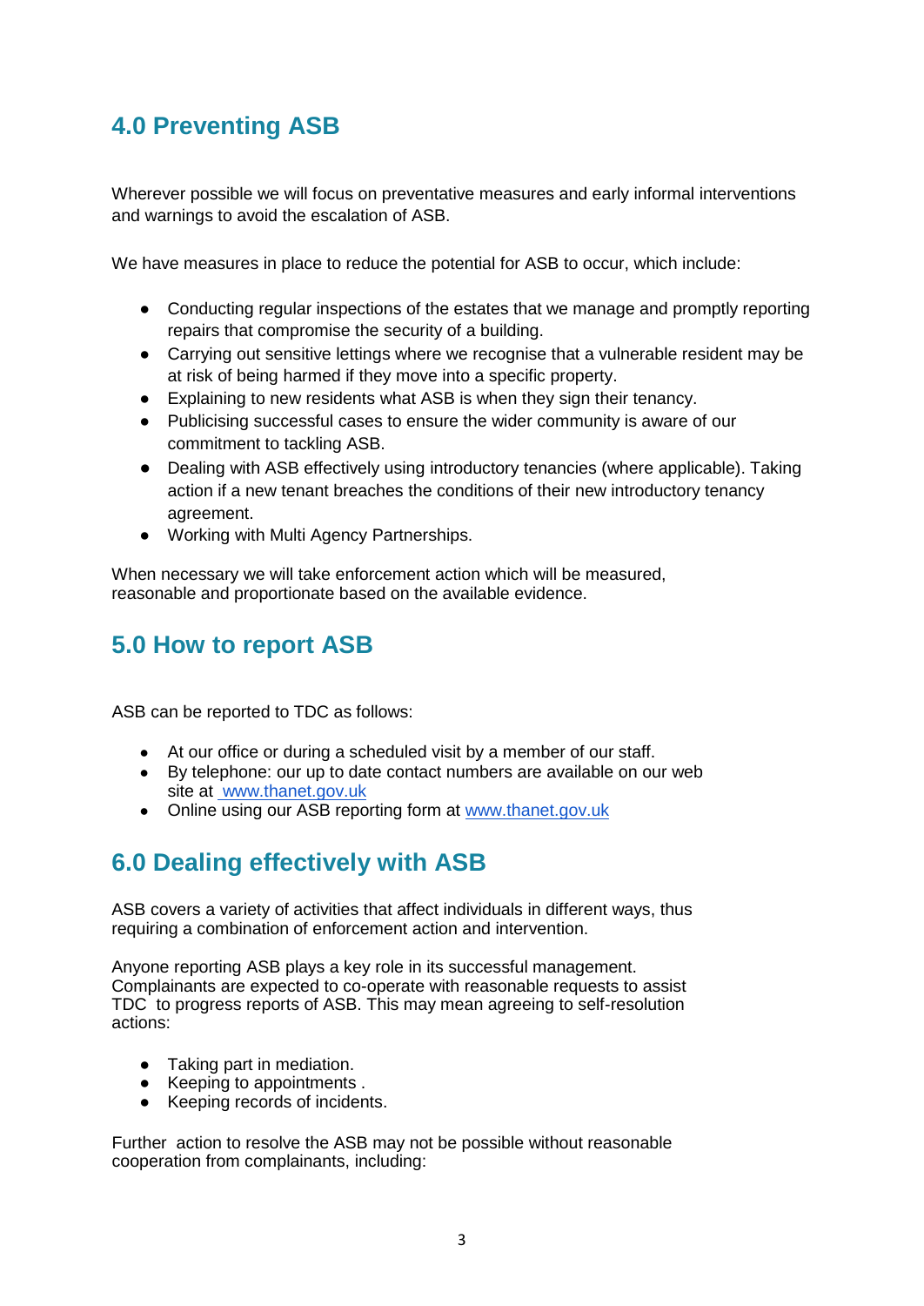## 4.0 Preventing ASB

Wherever possible we will focus on preventative measures and early informal interventions and warnings to avoid the escalation of ASB.

We have measures in place to reduce the potential for ASB to occur, which include:

- Conducting regular inspections of the estates that we manage and promptly reporting repairs that compromise the security of a building.
- Carrying out sensitive lettings where we recognise that a vulnerable resident may be at risk of being harmed if they move into a specific property.
- Explaining to new residents what ASB is when they sign their tenancy.
- Publicising successful cases to ensure the wider community is aware of our commitment to tackling ASB.
- Dealing with ASB effectively using introductory tenancies (where applicable). Taking action if a new tenant breaches the conditions of their new introductory tenancy agreement.
- Working with Multi Agency Partnerships.

When necessary we will take enforcement action which will be measured, reasonable and proportionate based on the available evidence.

## 5.0 How to report ASB

ASB can be reported to TDC as follows:

- At our office or during a scheduled visit by a member of our staff.
- By telephone: our up to date contact numbers are available on our web site at [www.thanet.gov.uk](http://www.thanet.gov.uk)
- Online using our ASB reporting form at [www.thanet.gov.uk](http://www.thanet.gov.uk)

## 6.0 Dealing effectively with ASB

ASB covers a variety of activities that affect individuals in different ways, thus requiring a combination of enforcement action and intervention.

Anyone reporting ASB plays a key role in its successful management. Complainants are expected to co-operate with reasonable requests to assist TDC to progress reports of ASB. This may mean agreeing to self-resolution actions:

- Taking part in mediation.
- Keeping to appointments .
- Keeping records of incidents.

Further action to resolve the ASB may not be possible without reasonable cooperation from complainants, including: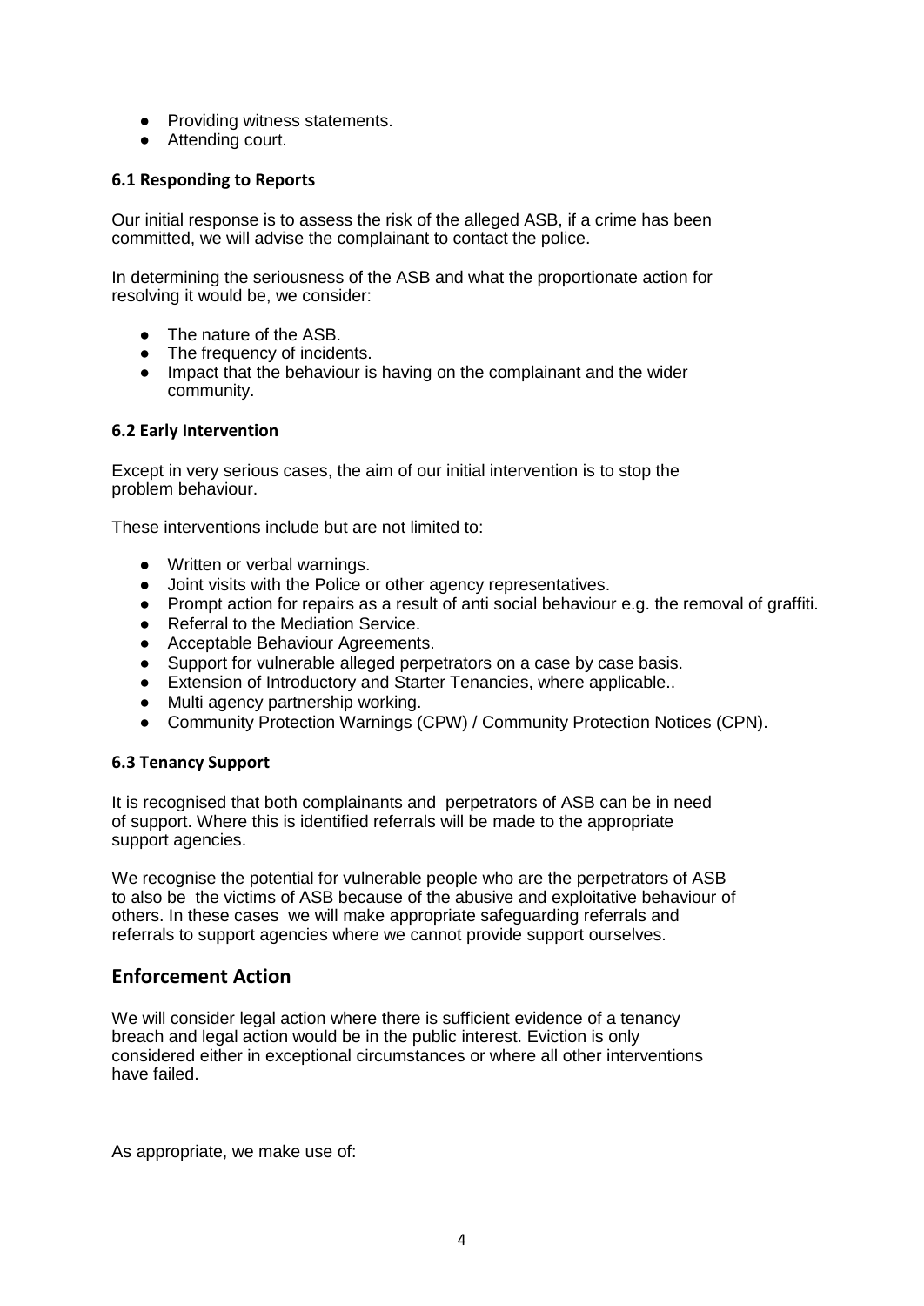- Providing witness statements.
- Attending court.

### 6.1 Responding to Reports

Our initial response is to assess the risk of the alleged ASB, if a crime has been committed, we will advise the complainant to contact the police.

In determining the seriousness of the ASB and what the proportionate action for resolving it would be, we consider:

- The nature of the ASB.
- The frequency of incidents.
- Impact that the behaviour is having on the complainant and the wider community.

### 6.2 Early Intervention

Except in very serious cases, the aim of our initial intervention is to stop the problem behaviour.

These interventions include but are not limited to:

- Written or verbal warnings.
- Joint visits with the Police or other agency representatives.
- Prompt action for repairs as a result of anti social behaviour e.g. the removal of graffiti.
- Referral to the Mediation Service.
- Acceptable Behaviour Agreements.
- Support for vulnerable alleged perpetrators on a case by case basis.
- Extension of Introductory and Starter Tenancies, where applicable..
- Multi agency partnership working.
- Community Protection Warnings (CPW) / Community Protection Notices (CPN).

### 6.3 Tenancy Support

It is recognised that both complainants and perpetrators of ASB can be in need of support. Where this is identified referrals will be made to the appropriate support agencies.

We recognise the potential for vulnerable people who are the perpetrators of ASB to also be the victims of ASB because of the abusive and exploitative behaviour of others. In these cases we will make appropriate safeguarding referrals and referrals to support agencies where we cannot provide support ourselves.

## Enforcement Action

We will consider legal action where there is sufficient evidence of a tenancy breach and legal action would be in the public interest. Eviction is only considered either in exceptional circumstances or where all other interventions have failed.

As appropriate, we make use of: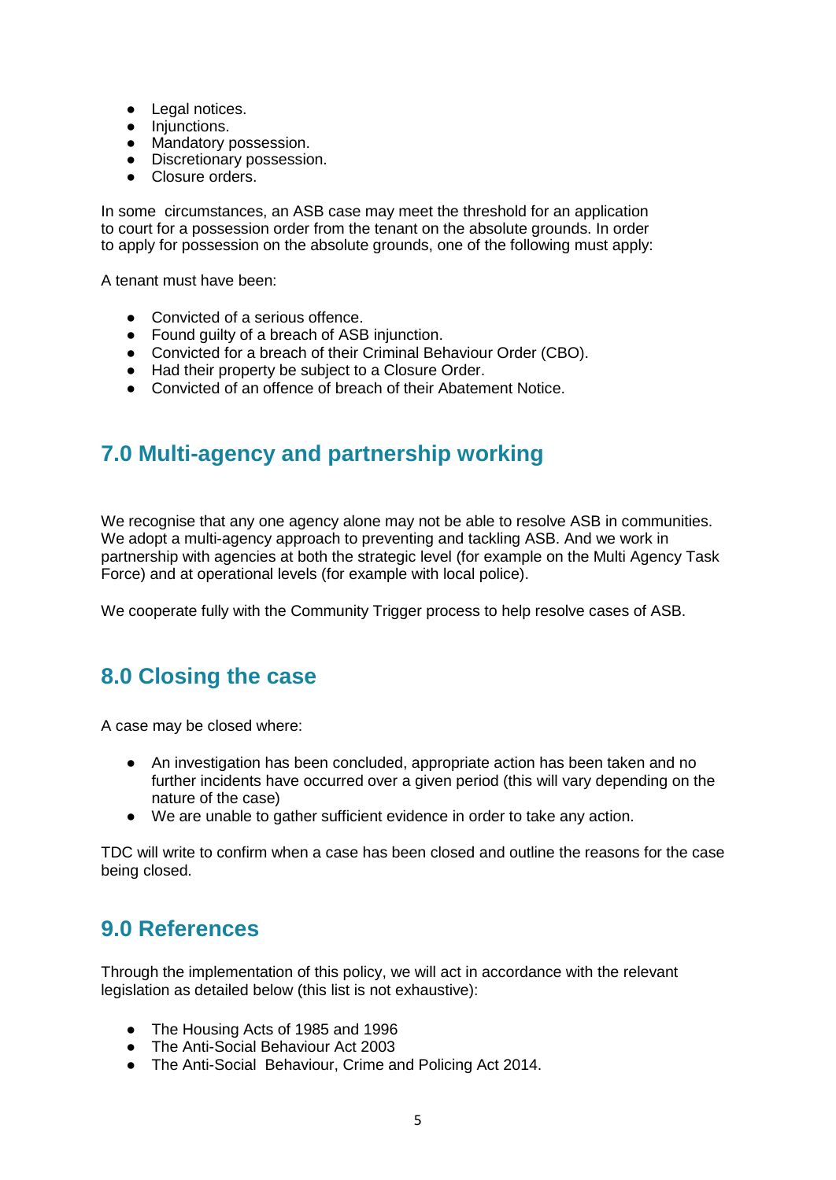- Legal notices.
- Injunctions.
- Mandatory possession.
- Discretionary possession.
- Closure orders.

In some circumstances, an ASB case may meet the threshold for an application to court for a possession order from the tenant on the absolute grounds. In order to apply for possession on the absolute grounds, one of the following must apply:

A tenant must have been:

- Convicted of a serious offence.
- Found guilty of a breach of ASB injunction.
- Convicted for a breach of their Criminal Behaviour Order (CBO).
- Had their property be subject to a Closure Order.
- Convicted of an offence of breach of their Abatement Notice.

## 7.0 Multi-agency and partnership working

We recognise that any one agency alone may not be able to resolve ASB in communities. We adopt a multi-agency approach to preventing and tackling ASB. And we work in partnership with agencies at both the strategic level (for example on the Multi Agency Task Force) and at operational levels (for example with local police).

We cooperate fully with the Community Trigger process to help resolve cases of ASB.

## 8.0 Closing the case

A case may be closed where:

- An investigation has been concluded, appropriate action has been taken and no further incidents have occurred over a given period (this will vary depending on the nature of the case)
- We are unable to gather sufficient evidence in order to take any action.

TDC will write to confirm when a case has been closed and outline the reasons for the case being closed.

## 9.0 References

Through the implementation of this policy, we will act in accordance with the relevant legislation as detailed below (this list is not exhaustive):

- The Housing Acts of 1985 and 1996
- The Anti-Social Behaviour Act 2003
- The Anti-Social Behaviour, Crime and Policing Act 2014.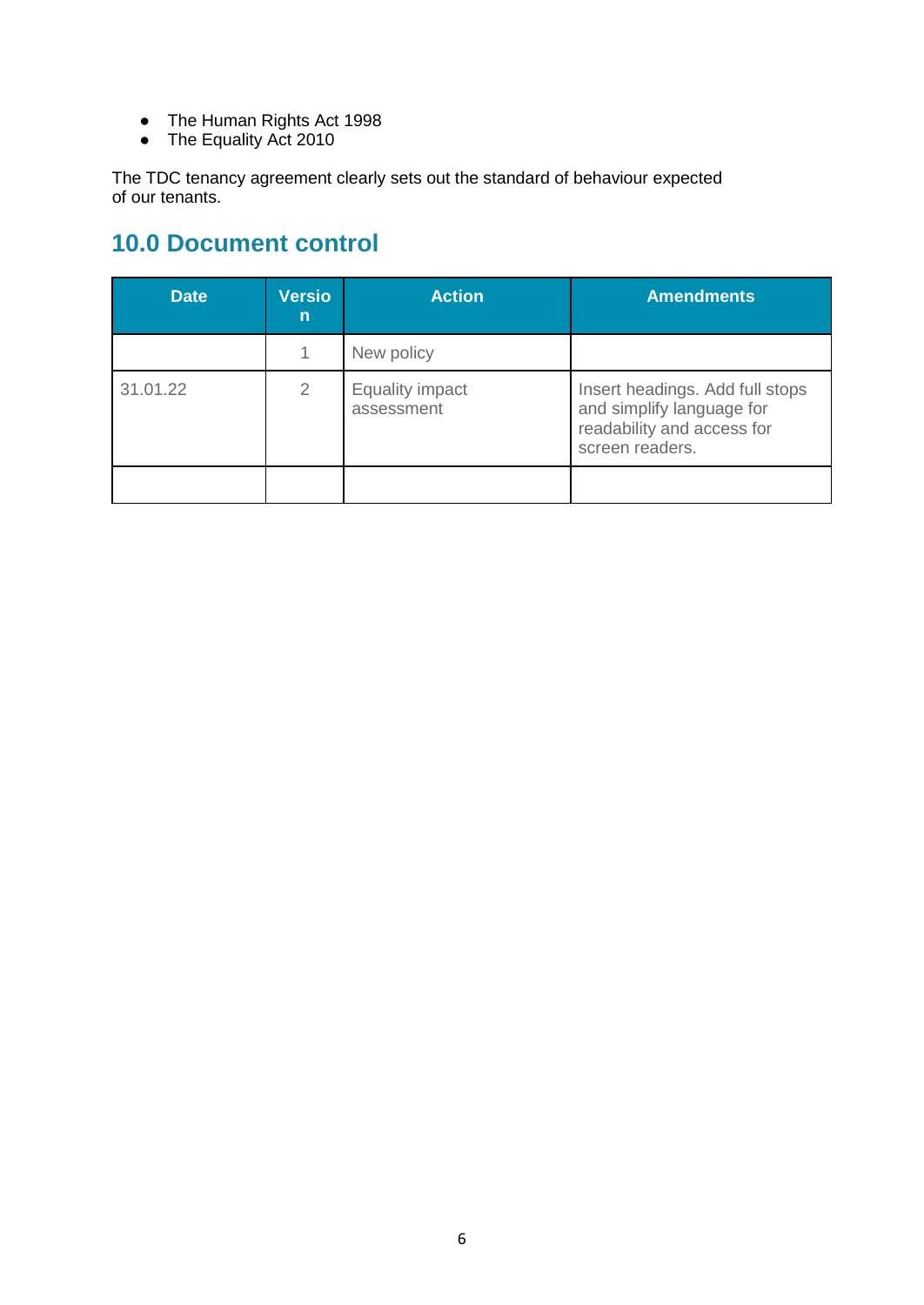- The Human Rights Act 1998
- The Equality Act 2010

The TDC tenancy agreement clearly sets out the standard of behaviour expected of our tenants.

## 10.0 Document control

| Date | Version | Action | Amendments |
| --- | --- | --- | --- |
| | 1 | New policy | |
| 31.01.22 | 2 | Equality impact assessment | Insert headings. Add full stops and simplify language for readability and access for screen readers. |
| | | | |